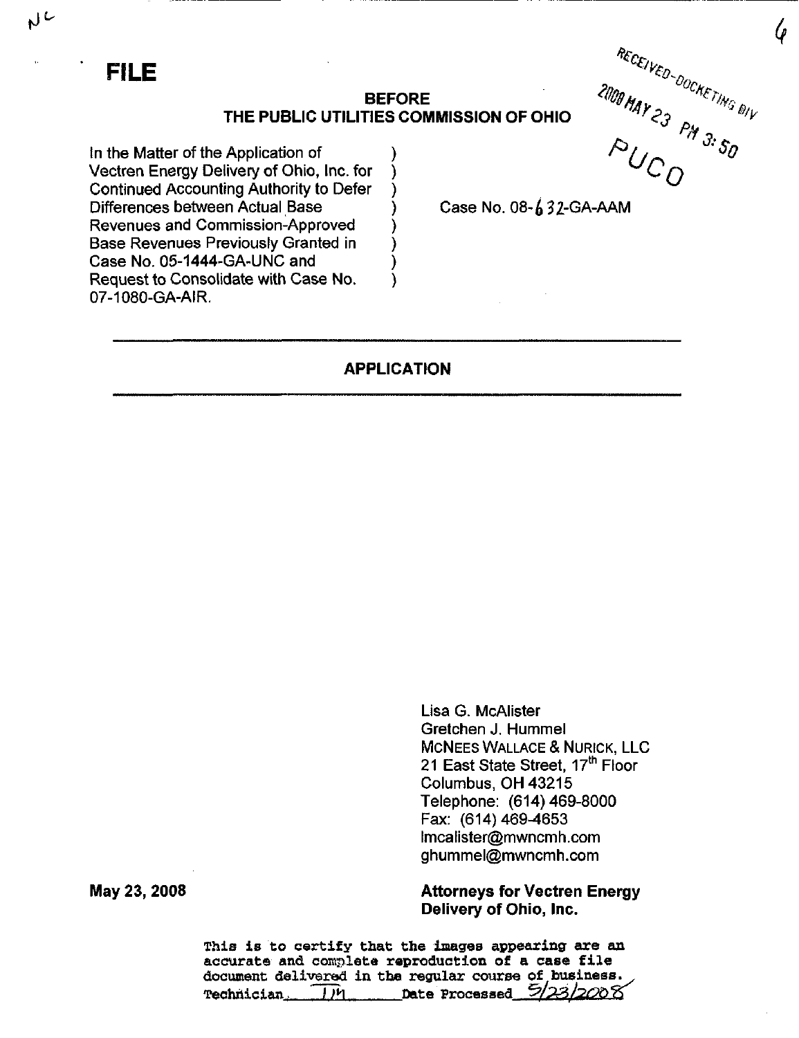**FILE**

RECEIVED-DOCKETING DIV
2008 MAY 23 PM 3:50
PUCO

**BEFORE**
**THE PUBLIC UTILITIES COMMISSION OF OHIO**

In the Matter of the Application of Vectren Energy Delivery of Ohio, Inc. for Continued Accounting Authority to Defer Differences between Actual Base Revenues and Commission-Approved Base Revenues Previously Granted in Case No. 05-1444-GA-UNC and Request to Consolidate with Case No. 07-1080-GA-AIR.

Case No. 08-632-GA-AAM

---

**APPLICATION**

---

Lisa G. McAlister
Gretchen J. Hummel
McNees Wallace & Nurick, LLC
21 East State Street, 17th Floor
Columbus, OH 43215
Telephone: (614) 469-8000
Fax: (614) 469-4653
lmcalister@mwncmh.com
ghummel@mwncmh.com

**May 23, 2008**

**Attorneys for Vectren Energy Delivery of Ohio, Inc.**

This is to certify that the images appearing are an accurate and complete reproduction of a case file document delivered in the regular course of business.
Technician TM Date Processed 5/23/2008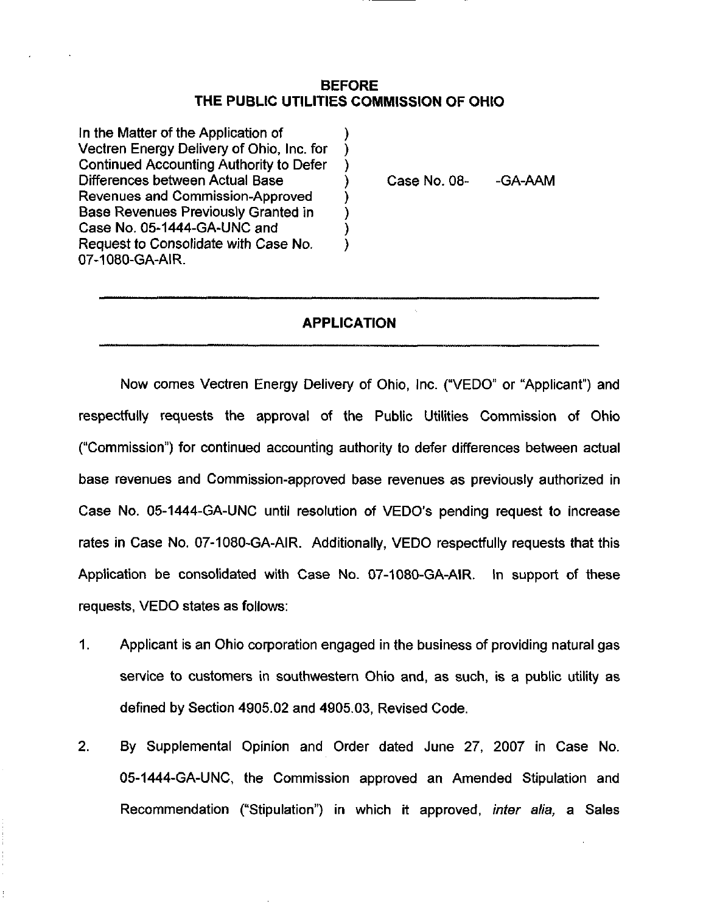# BEFORE
# THE PUBLIC UTILITIES COMMISSION OF OHIO

| | | |
|---|---|---|
| In the Matter of the Application of Vectren Energy Delivery of Ohio, Inc. for Continued Accounting Authority to Defer Differences between Actual Base Revenues and Commission-Approved Base Revenues Previously Granted in Case No. 05-1444-GA-UNC and Request to Consolidate with Case No. 07-1080-GA-AIR. | ) | Case No. 08- -GA-AAM |

## APPLICATION

Now comes Vectren Energy Delivery of Ohio, Inc. ("VEDO" or "Applicant") and respectfully requests the approval of the Public Utilities Commission of Ohio ("Commission") for continued accounting authority to defer differences between actual base revenues and Commission-approved base revenues as previously authorized in Case No. 05-1444-GA-UNC until resolution of VEDO's pending request to increase rates in Case No. 07-1080-GA-AIR. Additionally, VEDO respectfully requests that this Application be consolidated with Case No. 07-1080-GA-AIR. In support of these requests, VEDO states as follows:

1. Applicant is an Ohio corporation engaged in the business of providing natural gas service to customers in southwestern Ohio and, as such, is a public utility as defined by Section 4905.02 and 4905.03, Revised Code.

2. By Supplemental Opinion and Order dated June 27, 2007 in Case No. 05-1444-GA-UNC, the Commission approved an Amended Stipulation and Recommendation ("Stipulation") in which it approved, *inter alia,* a Sales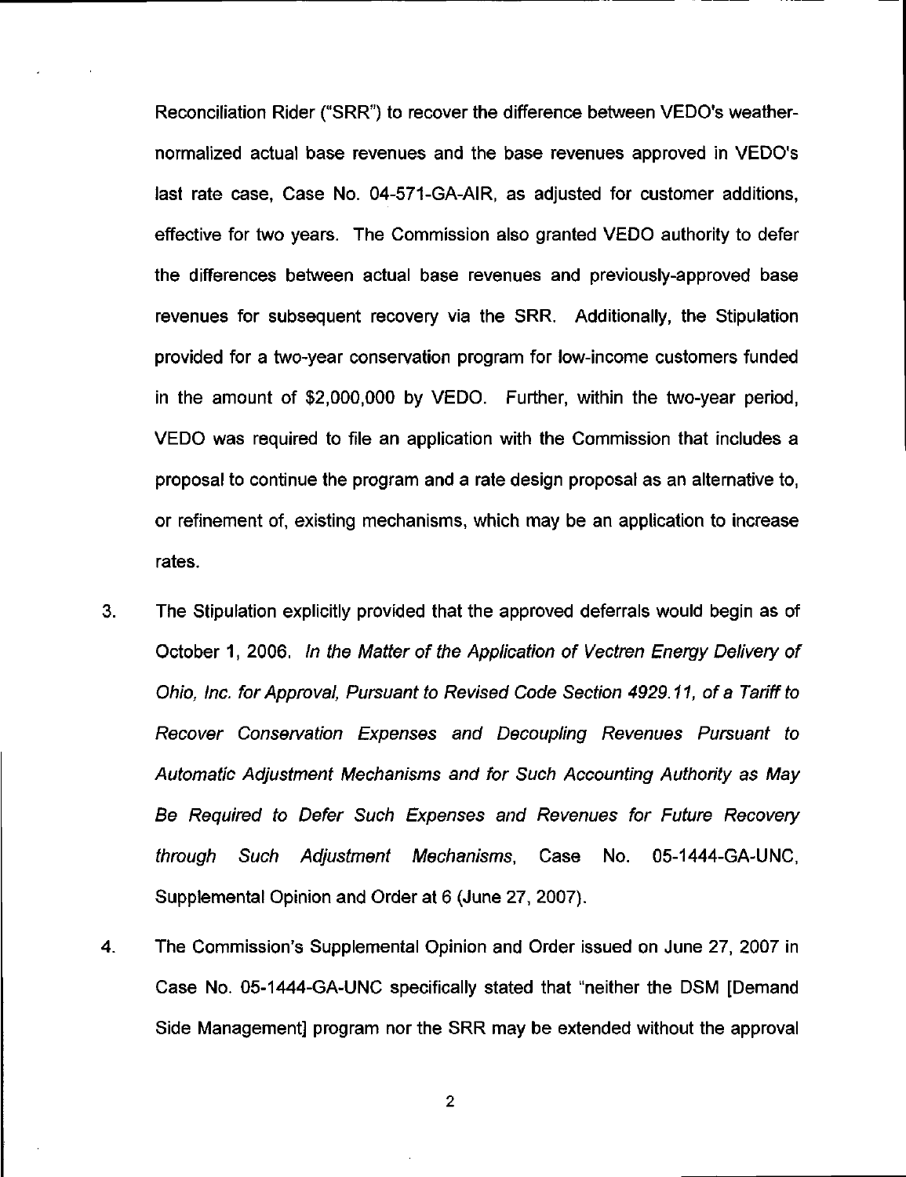Reconciliation Rider ("SRR") to recover the difference between VEDO's weather-normalized actual base revenues and the base revenues approved in VEDO's last rate case, Case No. 04-571-GA-AIR, as adjusted for customer additions, effective for two years. The Commission also granted VEDO authority to defer the differences between actual base revenues and previously-approved base revenues for subsequent recovery via the SRR. Additionally, the Stipulation provided for a two-year conservation program for low-income customers funded in the amount of $2,000,000 by VEDO. Further, within the two-year period, VEDO was required to file an application with the Commission that includes a proposal to continue the program and a rate design proposal as an alternative to, or refinement of, existing mechanisms, which may be an application to increase rates.

3. The Stipulation explicitly provided that the approved deferrals would begin as of October 1, 2006. *In the Matter of the Application of Vectren Energy Delivery of Ohio, Inc. for Approval, Pursuant to Revised Code Section 4929.11, of a Tariff to Recover Conservation Expenses and Decoupling Revenues Pursuant to Automatic Adjustment Mechanisms and for Such Accounting Authority as May Be Required to Defer Such Expenses and Revenues for Future Recovery through Such Adjustment Mechanisms*, Case No. 05-1444-GA-UNC, Supplemental Opinion and Order at 6 (June 27, 2007).

4. The Commission's Supplemental Opinion and Order issued on June 27, 2007 in Case No. 05-1444-GA-UNC specifically stated that "neither the DSM [Demand Side Management] program nor the SRR may be extended without the approval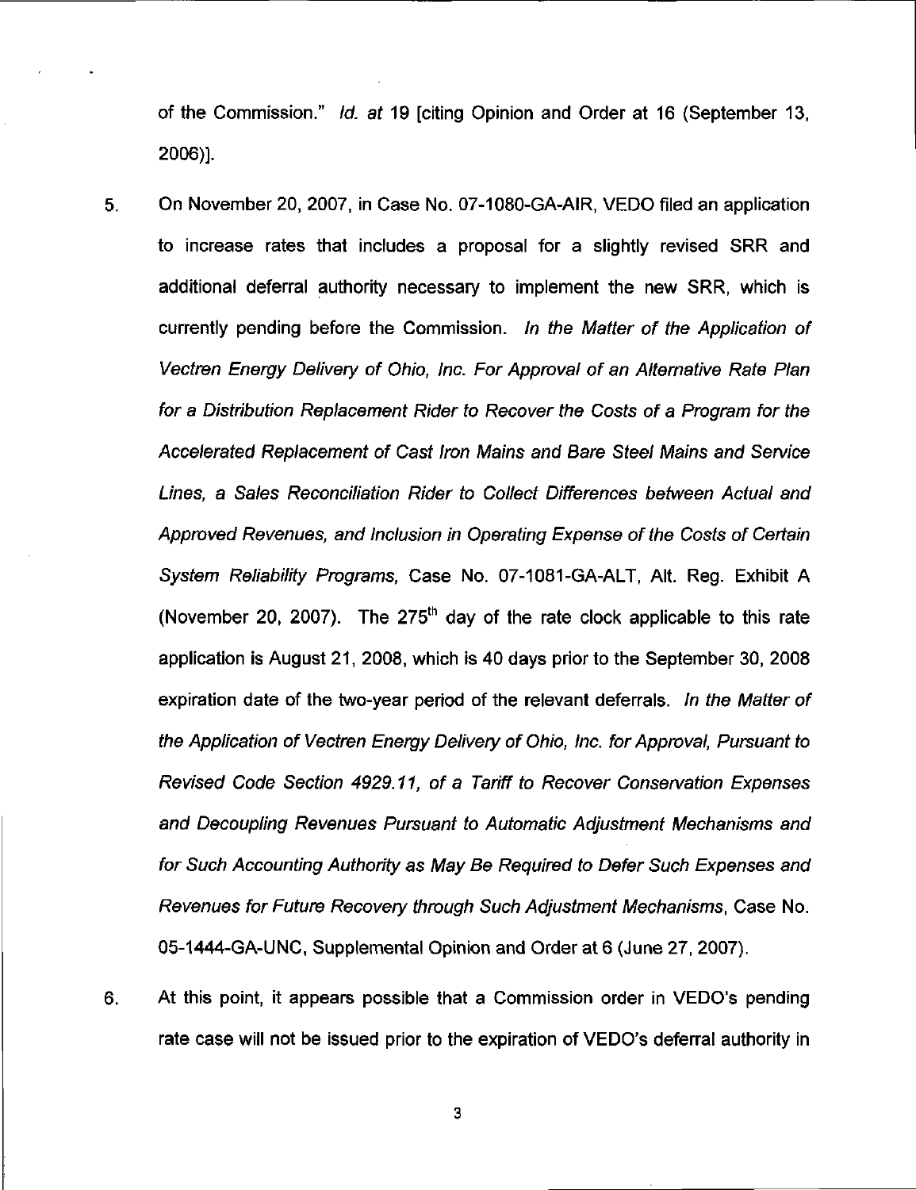of the Commission." *Id. at* 19 [citing Opinion and Order at 16 (September 13, 2006)].

5. On November 20, 2007, in Case No. 07-1080-GA-AIR, VEDO filed an application to increase rates that includes a proposal for a slightly revised SRR and additional deferral authority necessary to implement the new SRR, which is currently pending before the Commission. *In the Matter of the Application of Vectren Energy Delivery of Ohio, Inc. For Approval of an Alternative Rate Plan for a Distribution Replacement Rider to Recover the Costs of a Program for the Accelerated Replacement of Cast Iron Mains and Bare Steel Mains and Service Lines, a Sales Reconciliation Rider to Collect Differences between Actual and Approved Revenues, and Inclusion in Operating Expense of the Costs of Certain System Reliability Programs,* Case No. 07-1081-GA-ALT, Alt. Reg. Exhibit A (November 20, 2007). The 275th day of the rate clock applicable to this rate application is August 21, 2008, which is 40 days prior to the September 30, 2008 expiration date of the two-year period of the relevant deferrals. *In the Matter of the Application of Vectren Energy Delivery of Ohio, Inc. for Approval, Pursuant to Revised Code Section 4929.11, of a Tariff to Recover Conservation Expenses and Decoupling Revenues Pursuant to Automatic Adjustment Mechanisms and for Such Accounting Authority as May Be Required to Defer Such Expenses and Revenues for Future Recovery through Such Adjustment Mechanisms,* Case No. 05-1444-GA-UNC, Supplemental Opinion and Order at 6 (June 27, 2007).

6. At this point, it appears possible that a Commission order in VEDO's pending rate case will not be issued prior to the expiration of VEDO's deferral authority in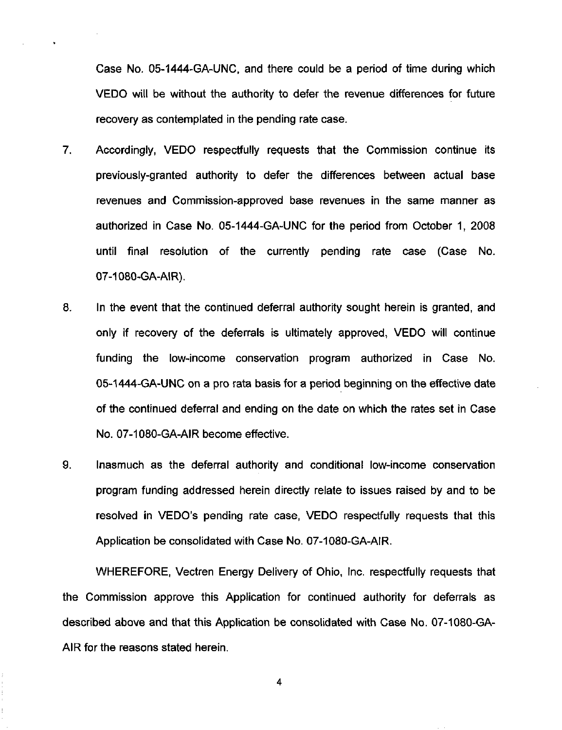Case No. 05-1444-GA-UNC, and there could be a period of time during which VEDO will be without the authority to defer the revenue differences for future recovery as contemplated in the pending rate case.

7. Accordingly, VEDO respectfully requests that the Commission continue its previously-granted authority to defer the differences between actual base revenues and Commission-approved base revenues in the same manner as authorized in Case No. 05-1444-GA-UNC for the period from October 1, 2008 until final resolution of the currently pending rate case (Case No. 07-1080-GA-AIR).

8. In the event that the continued deferral authority sought herein is granted, and only if recovery of the deferrals is ultimately approved, VEDO will continue funding the low-income conservation program authorized in Case No. 05-1444-GA-UNC on a pro rata basis for a period beginning on the effective date of the continued deferral and ending on the date on which the rates set in Case No. 07-1080-GA-AIR become effective.

9. Inasmuch as the deferral authority and conditional low-income conservation program funding addressed herein directly relate to issues raised by and to be resolved in VEDO's pending rate case, VEDO respectfully requests that this Application be consolidated with Case No. 07-1080-GA-AIR.

WHEREFORE, Vectren Energy Delivery of Ohio, Inc. respectfully requests that the Commission approve this Application for continued authority for deferrals as described above and that this Application be consolidated with Case No. 07-1080-GA-AIR for the reasons stated herein.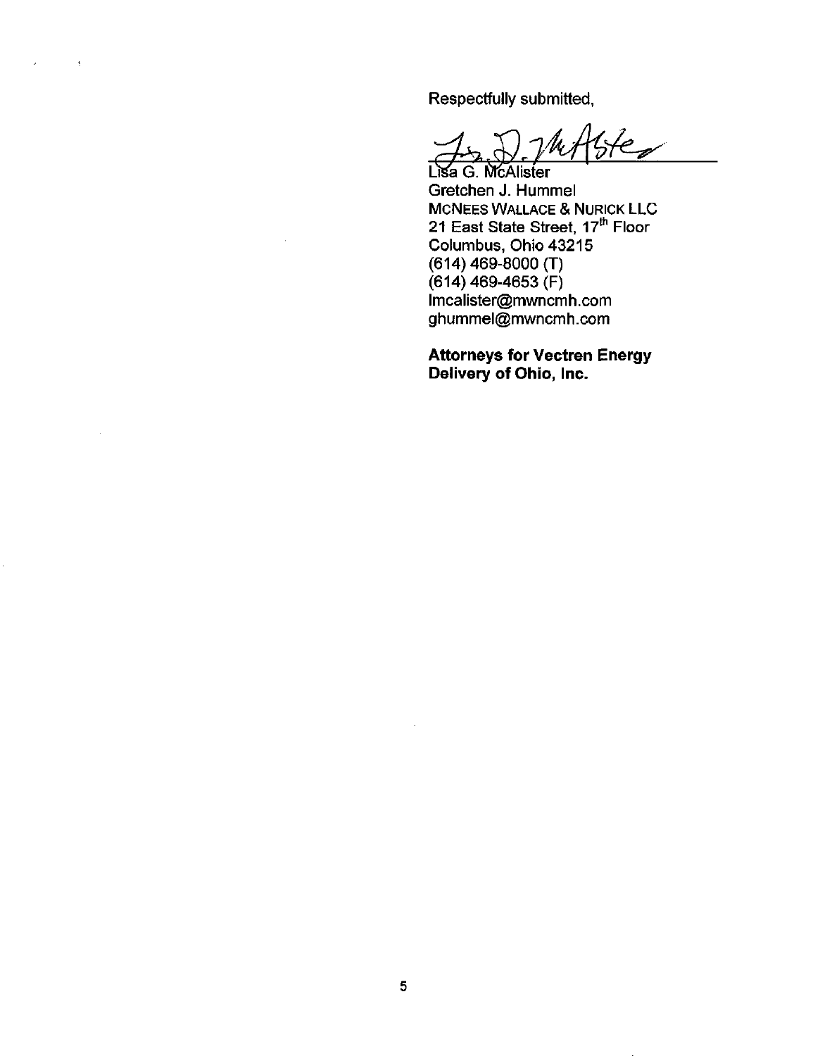Respectfully submitted,

Lisa G. McAlister
Gretchen J. Hummel
McNees Wallace & Nurick LLC
21 East State Street, 17th Floor
Columbus, Ohio 43215
(614) 469-8000 (T)
(614) 469-4653 (F)
lmcalister@mwncmh.com
ghummel@mwncmh.com

**Attorneys for Vectren Energy Delivery of Ohio, Inc.**